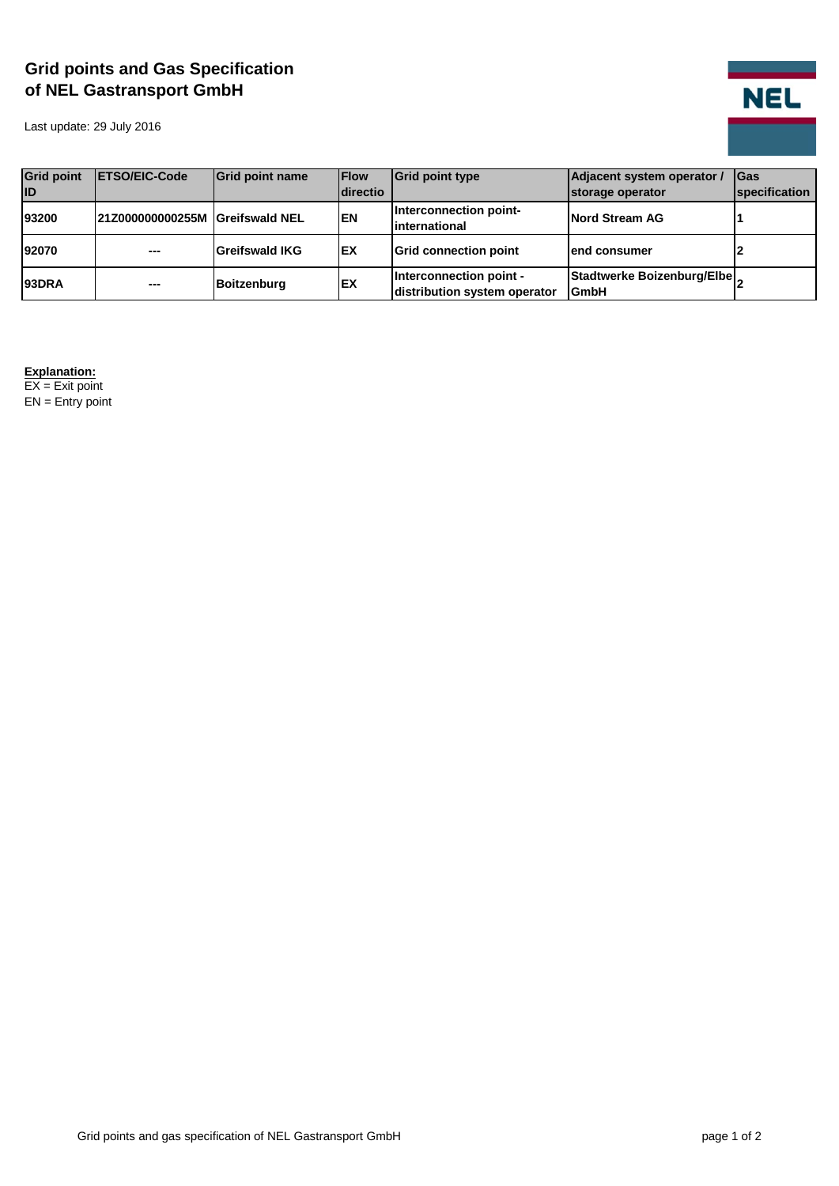# Grid points and Gas Specification of NEL Gastransport GmbH

Last update: 29 July 2016

| Grid point ID | ETSO/EIC-Code | Grid point name | Flow directio | Grid point type | Adjacent system operator / storage operator | Gas specification |
|---|---|---|---|---|---|---|
| 93200 | 21Z000000000255M | Greifswald NEL | EN | Interconnection point-international | Nord Stream AG | 1 |
| 92070 | --- | Greifswald IKG | EX | Grid connection point | end consumer | 2 |
| 93DRA | --- | Boitzenburg | EX | Interconnection point - distribution system operator | Stadtwerke Boizenburg/Elbe GmbH | 2 |

**Explanation:**

EX = Exit point

EN = Entry point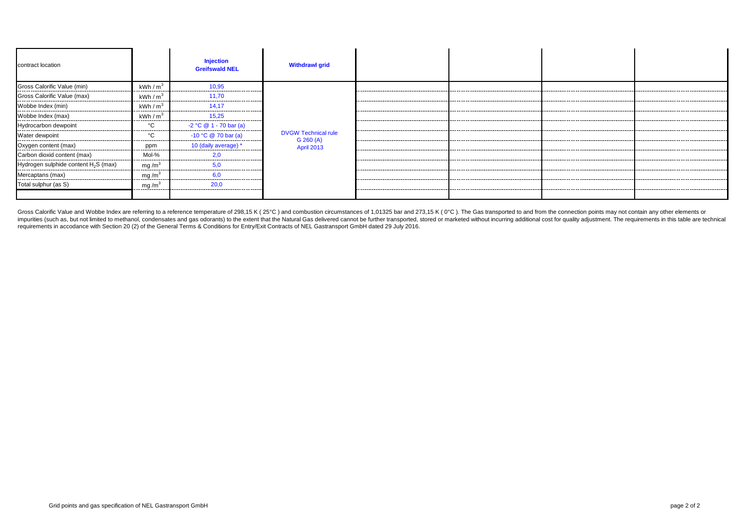| contract location | | Injection Greifswald NEL | Withdrawl grid | | | | |
|---|---|---|---|---|---|---|---|
| Gross Calorific Value (min) | kWh / m$^3$ | 10,95 | DVGW Technical rule G 260 (A) April 2013 | | | | |
| Gross Calorific Value (max) | kWh / m$^3$ | 11,70 | | | | | |
| Wobbe Index (min) | kWh / m$^3$ | 14,17 | | | | | |
| Wobbe Index (max) | kWh / m$^3$ | 15,25 | | | | | |
| Hydrocarbon dewpoint | °C | -2 °C @ 1 - 70 bar (a) | | | | | |
| Water dewpoint | °C | -10 °C @ 70 bar (a) | | | | | |
| Oxygen content (max) | ppm | 10 (daily average) * | | | | | |
| Carbon dioxid content (max) | Mol-% | 2,0 | | | | | |
| Hydrogen sulphide content $H_2S$ (max) | mg /m$^3$ | 5,0 | | | | | |
| Mercaptans (max) | mg /m$^3$ | 6,0 | | | | | |
| Total sulphur (as S) | mg /m$^3$ | 20,0 | | | | | |
| | | | | | | | |

Gross Calorific Value and Wobbe Index are referring to a reference temperature of 298,15 K ( 25°C ) and combustion circumstances of 1,01325 bar and 273,15 K ( 0°C ). The Gas transported to and from the connection points may not contain any other elements or impurities (such as, but not limited to methanol, condensates and gas odorants) to the extent that the Natural Gas delivered cannot be further transported, stored or marketed without incurring additional cost for quality adjustment. The requirements in this table are technical requirements in accodance with Section 20 (2) of the General Terms & Conditions for Entry/Exit Contracts of NEL Gastransport GmbH dated 29 July 2016.